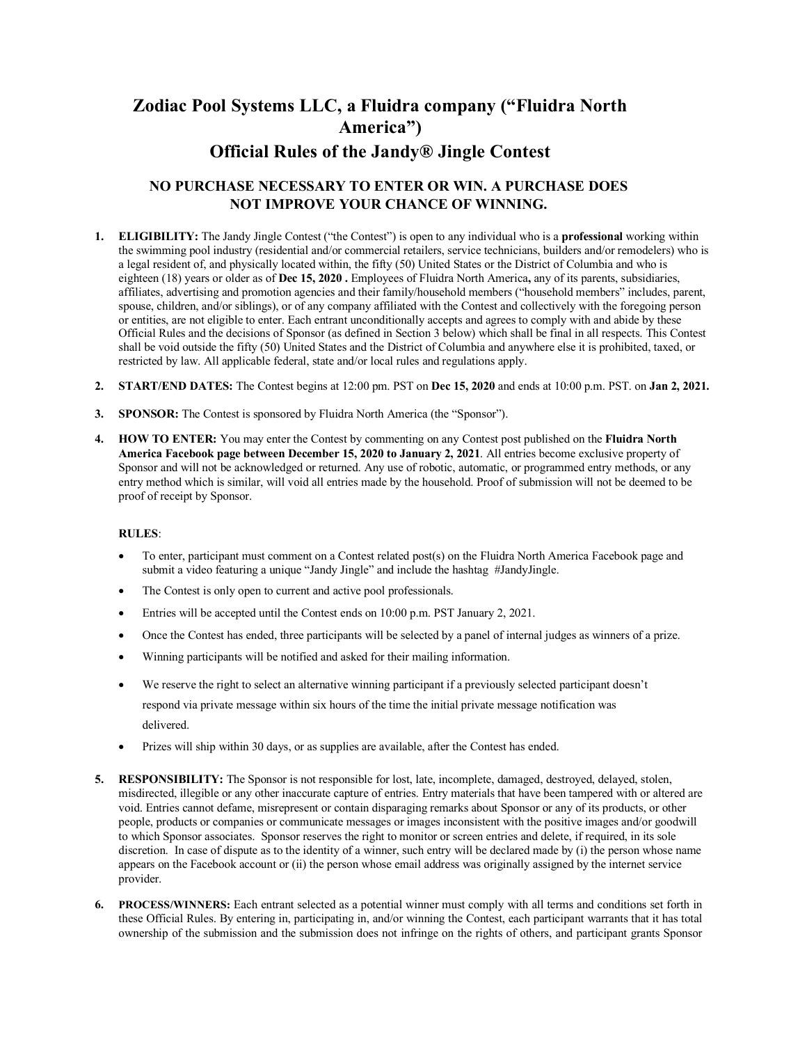# Zodiac Pool Systems LLC, a Fluidra company ("Fluidra North America")

# Official Rules of the Jandy® Jingle Contest

## NO PURCHASE NECESSARY TO ENTER OR WIN. A PURCHASE DOES NOT IMPROVE YOUR CHANCE OF WINNING.

1. **ELIGIBILITY:** The Jandy Jingle Contest ("the Contest") is open to any individual who is a **professional** working within the swimming pool industry (residential and/or commercial retailers, service technicians, builders and/or remodelers) who is a legal resident of, and physically located within, the fifty (50) United States or the District of Columbia and who is eighteen (18) years or older as of **Dec 15, 2020 .** Employees of Fluidra North America**,** any of its parents, subsidiaries, affiliates, advertising and promotion agencies and their family/household members ("household members" includes, parent, spouse, children, and/or siblings), or of any company affiliated with the Contest and collectively with the foregoing person or entities, are not eligible to enter. Each entrant unconditionally accepts and agrees to comply with and abide by these Official Rules and the decisions of Sponsor (as defined in Section 3 below) which shall be final in all respects. This Contest shall be void outside the fifty (50) United States and the District of Columbia and anywhere else it is prohibited, taxed, or restricted by law. All applicable federal, state and/or local rules and regulations apply.

2. **START/END DATES:** The Contest begins at 12:00 pm. PST on **Dec 15, 2020** and ends at 10:00 p.m. PST. on **Jan 2, 2021.**

3. **SPONSOR:** The Contest is sponsored by Fluidra North America (the "Sponsor").

4. **HOW TO ENTER:** You may enter the Contest by commenting on any Contest post published on the **Fluidra North America Facebook page between December 15, 2020 to January 2, 2021**. All entries become exclusive property of Sponsor and will not be acknowledged or returned. Any use of robotic, automatic, or programmed entry methods, or any entry method which is similar, will void all entries made by the household. Proof of submission will not be deemed to be proof of receipt by Sponsor.

   **RULES**:

   - To enter, participant must comment on a Contest related post(s) on the Fluidra North America Facebook page and submit a video featuring a unique "Jandy Jingle" and include the hashtag #JandyJingle.
   - The Contest is only open to current and active pool professionals.
   - Entries will be accepted until the Contest ends on 10:00 p.m. PST January 2, 2021.
   - Once the Contest has ended, three participants will be selected by a panel of internal judges as winners of a prize.
   - Winning participants will be notified and asked for their mailing information.
   - We reserve the right to select an alternative winning participant if a previously selected participant doesn't respond via private message within six hours of the time the initial private message notification was delivered.
   - Prizes will ship within 30 days, or as supplies are available, after the Contest has ended.

5. **RESPONSIBILITY:** The Sponsor is not responsible for lost, late, incomplete, damaged, destroyed, delayed, stolen, misdirected, illegible or any other inaccurate capture of entries. Entry materials that have been tampered with or altered are void. Entries cannot defame, misrepresent or contain disparaging remarks about Sponsor or any of its products, or other people, products or companies or communicate messages or images inconsistent with the positive images and/or goodwill to which Sponsor associates. Sponsor reserves the right to monitor or screen entries and delete, if required, in its sole discretion. In case of dispute as to the identity of a winner, such entry will be declared made by (i) the person whose name appears on the Facebook account or (ii) the person whose email address was originally assigned by the internet service provider.

6. **PROCESS/WINNERS:** Each entrant selected as a potential winner must comply with all terms and conditions set forth in these Official Rules. By entering in, participating in, and/or winning the Contest, each participant warrants that it has total ownership of the submission and the submission does not infringe on the rights of others, and participant grants Sponsor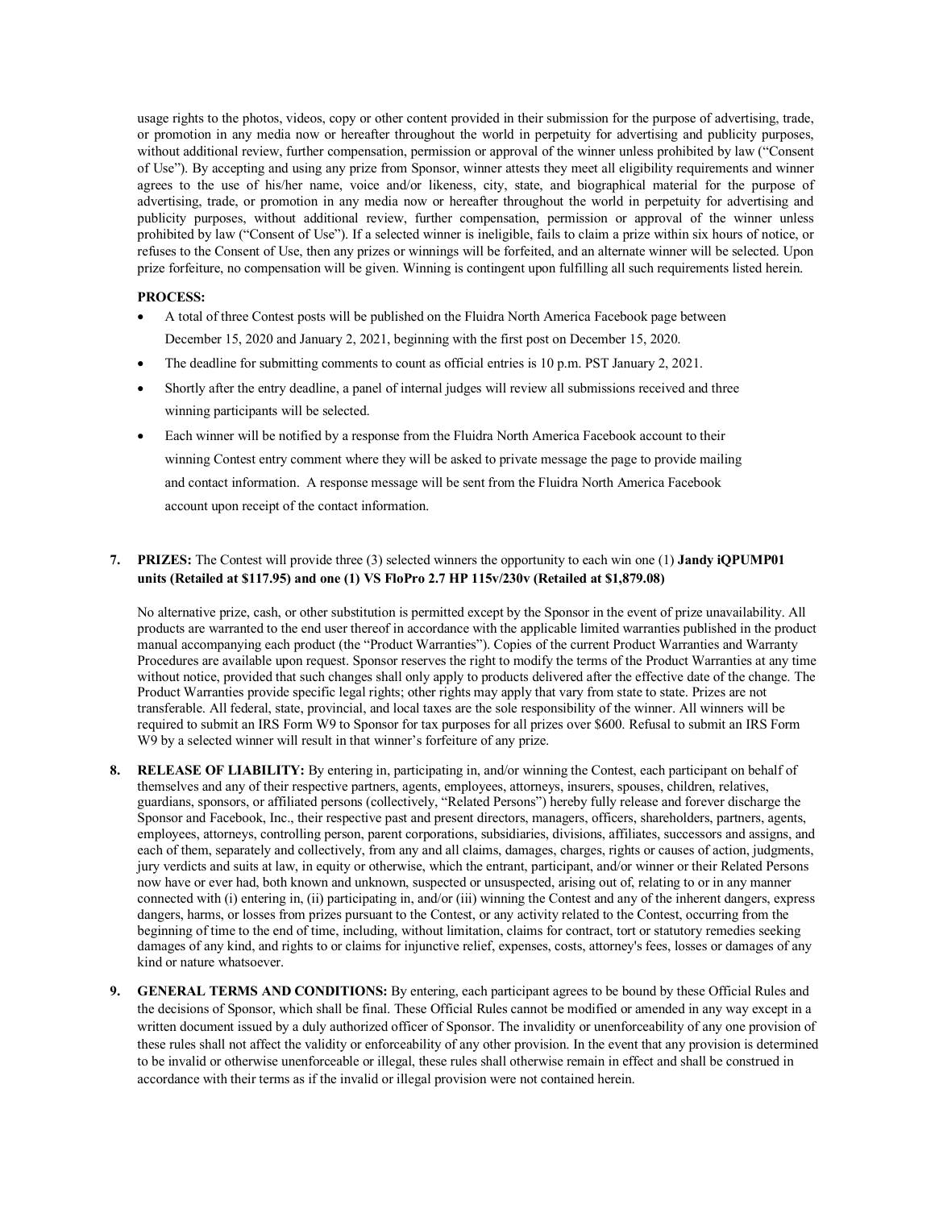usage rights to the photos, videos, copy or other content provided in their submission for the purpose of advertising, trade, or promotion in any media now or hereafter throughout the world in perpetuity for advertising and publicity purposes, without additional review, further compensation, permission or approval of the winner unless prohibited by law ("Consent of Use"). By accepting and using any prize from Sponsor, winner attests they meet all eligibility requirements and winner agrees to the use of his/her name, voice and/or likeness, city, state, and biographical material for the purpose of advertising, trade, or promotion in any media now or hereafter throughout the world in perpetuity for advertising and publicity purposes, without additional review, further compensation, permission or approval of the winner unless prohibited by law ("Consent of Use"). If a selected winner is ineligible, fails to claim a prize within six hours of notice, or refuses to the Consent of Use, then any prizes or winnings will be forfeited, and an alternate winner will be selected. Upon prize forfeiture, no compensation will be given. Winning is contingent upon fulfilling all such requirements listed herein.

**PROCESS:**

- A total of three Contest posts will be published on the Fluidra North America Facebook page between December 15, 2020 and January 2, 2021, beginning with the first post on December 15, 2020.
- The deadline for submitting comments to count as official entries is 10 p.m. PST January 2, 2021.
- Shortly after the entry deadline, a panel of internal judges will review all submissions received and three winning participants will be selected.
- Each winner will be notified by a response from the Fluidra North America Facebook account to their winning Contest entry comment where they will be asked to private message the page to provide mailing and contact information. A response message will be sent from the Fluidra North America Facebook account upon receipt of the contact information.

7. **PRIZES:** The Contest will provide three (3) selected winners the opportunity to each win one (1) **Jandy iQPUMP01 units (Retailed at $117.95) and one (1) VS FloPro 2.7 HP 115v/230v (Retailed at $1,879.08)**

   No alternative prize, cash, or other substitution is permitted except by the Sponsor in the event of prize unavailability. All products are warranted to the end user thereof in accordance with the applicable limited warranties published in the product manual accompanying each product (the "Product Warranties"). Copies of the current Product Warranties and Warranty Procedures are available upon request. Sponsor reserves the right to modify the terms of the Product Warranties at any time without notice, provided that such changes shall only apply to products delivered after the effective date of the change. The Product Warranties provide specific legal rights; other rights may apply that vary from state to state. Prizes are not transferable. All federal, state, provincial, and local taxes are the sole responsibility of the winner. All winners will be required to submit an IRS Form W9 to Sponsor for tax purposes for all prizes over $600. Refusal to submit an IRS Form W9 by a selected winner will result in that winner's forfeiture of any prize.

8. **RELEASE OF LIABILITY:** By entering in, participating in, and/or winning the Contest, each participant on behalf of themselves and any of their respective partners, agents, employees, attorneys, insurers, spouses, children, relatives, guardians, sponsors, or affiliated persons (collectively, "Related Persons") hereby fully release and forever discharge the Sponsor and Facebook, Inc., their respective past and present directors, managers, officers, shareholders, partners, agents, employees, attorneys, controlling person, parent corporations, subsidiaries, divisions, affiliates, successors and assigns, and each of them, separately and collectively, from any and all claims, damages, charges, rights or causes of action, judgments, jury verdicts and suits at law, in equity or otherwise, which the entrant, participant, and/or winner or their Related Persons now have or ever had, both known and unknown, suspected or unsuspected, arising out of, relating to or in any manner connected with (i) entering in, (ii) participating in, and/or (iii) winning the Contest and any of the inherent dangers, express dangers, harms, or losses from prizes pursuant to the Contest, or any activity related to the Contest, occurring from the beginning of time to the end of time, including, without limitation, claims for contract, tort or statutory remedies seeking damages of any kind, and rights to or claims for injunctive relief, expenses, costs, attorney's fees, losses or damages of any kind or nature whatsoever.

9. **GENERAL TERMS AND CONDITIONS:** By entering, each participant agrees to be bound by these Official Rules and the decisions of Sponsor, which shall be final. These Official Rules cannot be modified or amended in any way except in a written document issued by a duly authorized officer of Sponsor. The invalidity or unenforceability of any one provision of these rules shall not affect the validity or enforceability of any other provision. In the event that any provision is determined to be invalid or otherwise unenforceable or illegal, these rules shall otherwise remain in effect and shall be construed in accordance with their terms as if the invalid or illegal provision were not contained herein.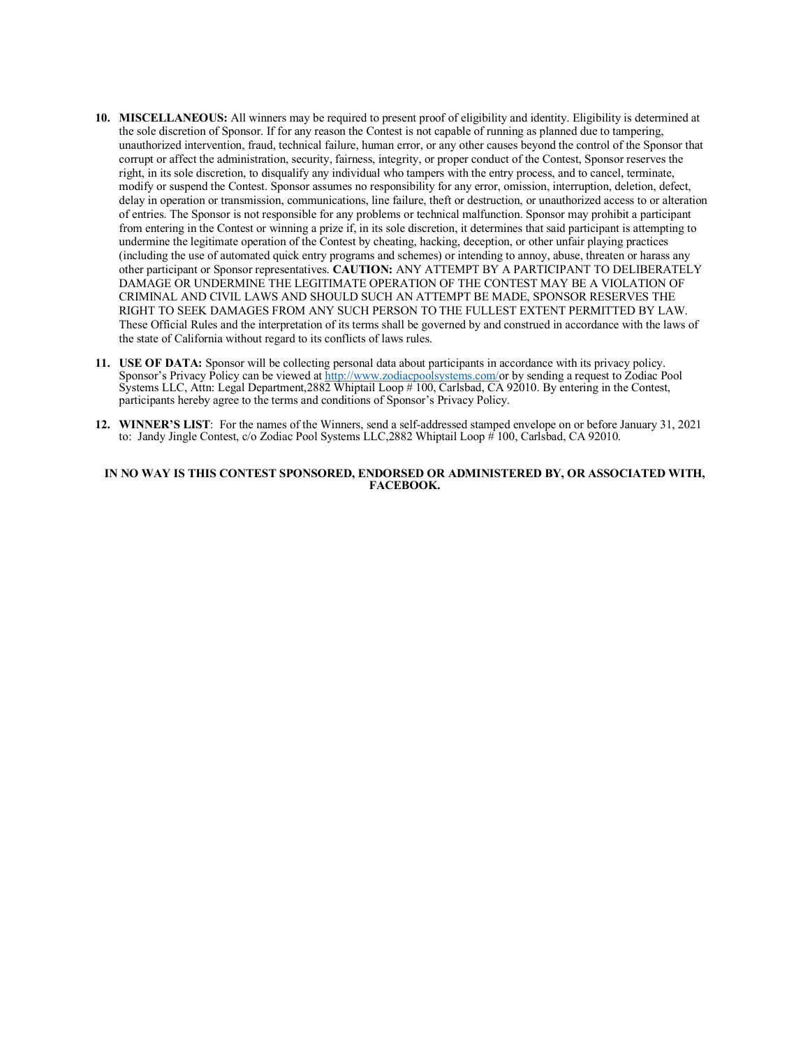10. **MISCELLANEOUS:** All winners may be required to present proof of eligibility and identity. Eligibility is determined at the sole discretion of Sponsor. If for any reason the Contest is not capable of running as planned due to tampering, unauthorized intervention, fraud, technical failure, human error, or any other causes beyond the control of the Sponsor that corrupt or affect the administration, security, fairness, integrity, or proper conduct of the Contest, Sponsor reserves the right, in its sole discretion, to disqualify any individual who tampers with the entry process, and to cancel, terminate, modify or suspend the Contest. Sponsor assumes no responsibility for any error, omission, interruption, deletion, defect, delay in operation or transmission, communications, line failure, theft or destruction, or unauthorized access to or alteration of entries. The Sponsor is not responsible for any problems or technical malfunction. Sponsor may prohibit a participant from entering in the Contest or winning a prize if, in its sole discretion, it determines that said participant is attempting to undermine the legitimate operation of the Contest by cheating, hacking, deception, or other unfair playing practices (including the use of automated quick entry programs and schemes) or intending to annoy, abuse, threaten or harass any other participant or Sponsor representatives. **CAUTION:** ANY ATTEMPT BY A PARTICIPANT TO DELIBERATELY DAMAGE OR UNDERMINE THE LEGITIMATE OPERATION OF THE CONTEST MAY BE A VIOLATION OF CRIMINAL AND CIVIL LAWS AND SHOULD SUCH AN ATTEMPT BE MADE, SPONSOR RESERVES THE RIGHT TO SEEK DAMAGES FROM ANY SUCH PERSON TO THE FULLEST EXTENT PERMITTED BY LAW. These Official Rules and the interpretation of its terms shall be governed by and construed in accordance with the laws of the state of California without regard to its conflicts of laws rules.

11. **USE OF DATA:** Sponsor will be collecting personal data about participants in accordance with its privacy policy. Sponsor's Privacy Policy can be viewed at http://www.zodiacpoolsystems.com/or by sending a request to Zodiac Pool Systems LLC, Attn: Legal Department,2882 Whiptail Loop # 100, Carlsbad, CA 92010. By entering in the Contest, participants hereby agree to the terms and conditions of Sponsor's Privacy Policy.

12. **WINNER'S LIST**: For the names of the Winners, send a self-addressed stamped envelope on or before January 31, 2021 to: Jandy Jingle Contest, c/o Zodiac Pool Systems LLC,2882 Whiptail Loop # 100, Carlsbad, CA 92010.

**IN NO WAY IS THIS CONTEST SPONSORED, ENDORSED OR ADMINISTERED BY, OR ASSOCIATED WITH, FACEBOOK.**